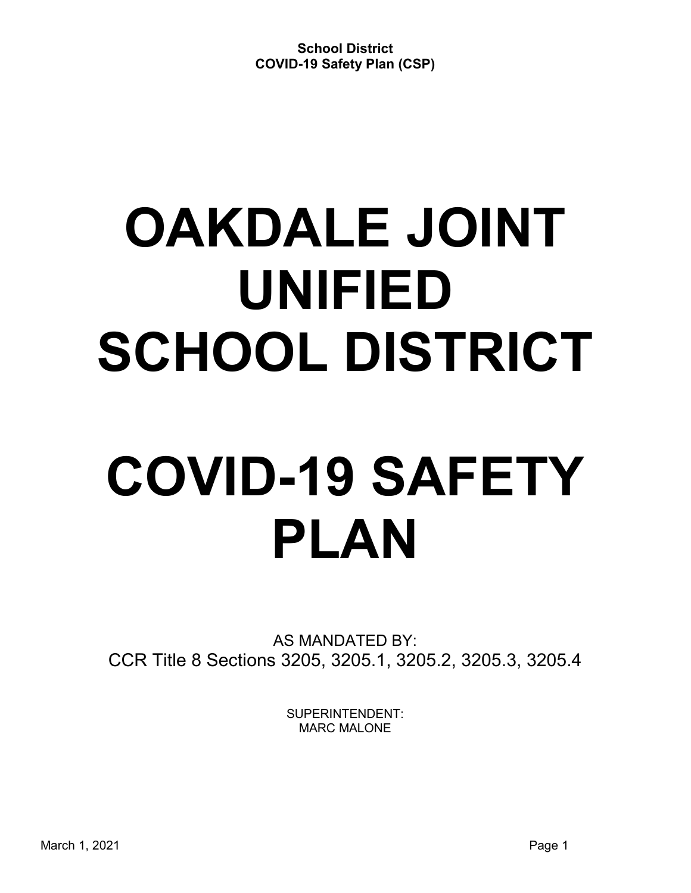# OAKDALE JOINT UNIFIED SCHOOL DISTRICT

# COVID-19 SAFETY PLAN

AS MANDATED BY:
CCR Title 8 Sections 3205, 3205.1, 3205.2, 3205.3, 3205.4

SUPERINTENDENT:
MARC MALONE

March 1, 2021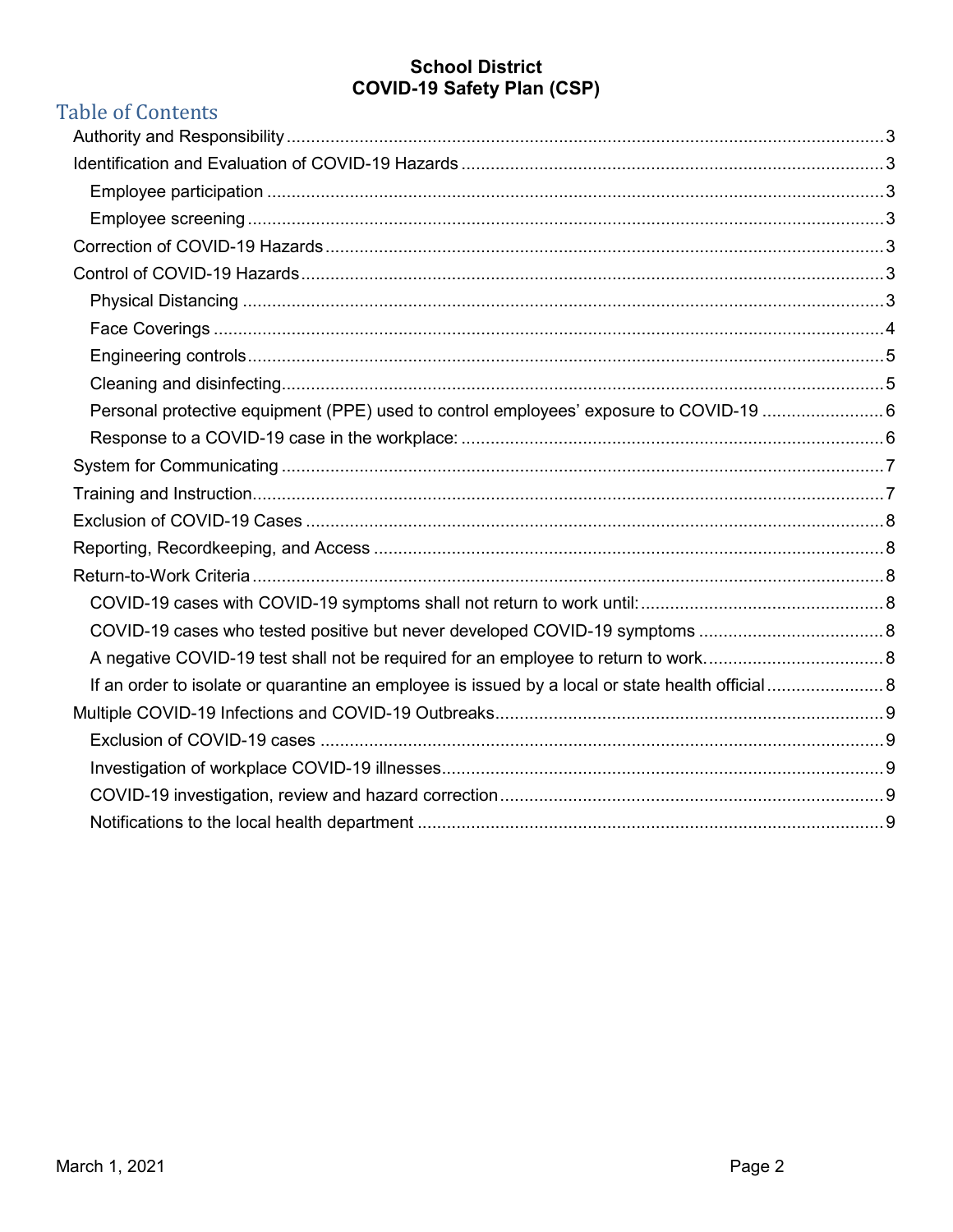**School District**
**COVID-19 Safety Plan (CSP)**

# Table of Contents

- Authority and Responsibility ... 3
- Identification and Evaluation of COVID-19 Hazards ... 3
  - Employee participation ... 3
  - Employee screening ... 3
- Correction of COVID-19 Hazards ... 3
- Control of COVID-19 Hazards ... 3
  - Physical Distancing ... 3
  - Face Coverings ... 4
  - Engineering controls ... 5
  - Cleaning and disinfecting ... 5
  - Personal protective equipment (PPE) used to control employees' exposure to COVID-19 ... 6
  - Response to a COVID-19 case in the workplace: ... 6
- System for Communicating ... 7
- Training and Instruction ... 7
- Exclusion of COVID-19 Cases ... 8
- Reporting, Recordkeeping, and Access ... 8
- Return-to-Work Criteria ... 8
  - COVID-19 cases with COVID-19 symptoms shall not return to work until: ... 8
  - COVID-19 cases who tested positive but never developed COVID-19 symptoms ... 8
  - A negative COVID-19 test shall not be required for an employee to return to work. ... 8
  - If an order to isolate or quarantine an employee is issued by a local or state health official ... 8
- Multiple COVID-19 Infections and COVID-19 Outbreaks ... 9
  - Exclusion of COVID-19 cases ... 9
  - Investigation of workplace COVID-19 illnesses ... 9
  - COVID-19 investigation, review and hazard correction ... 9
  - Notifications to the local health department ... 9

March 1, 2021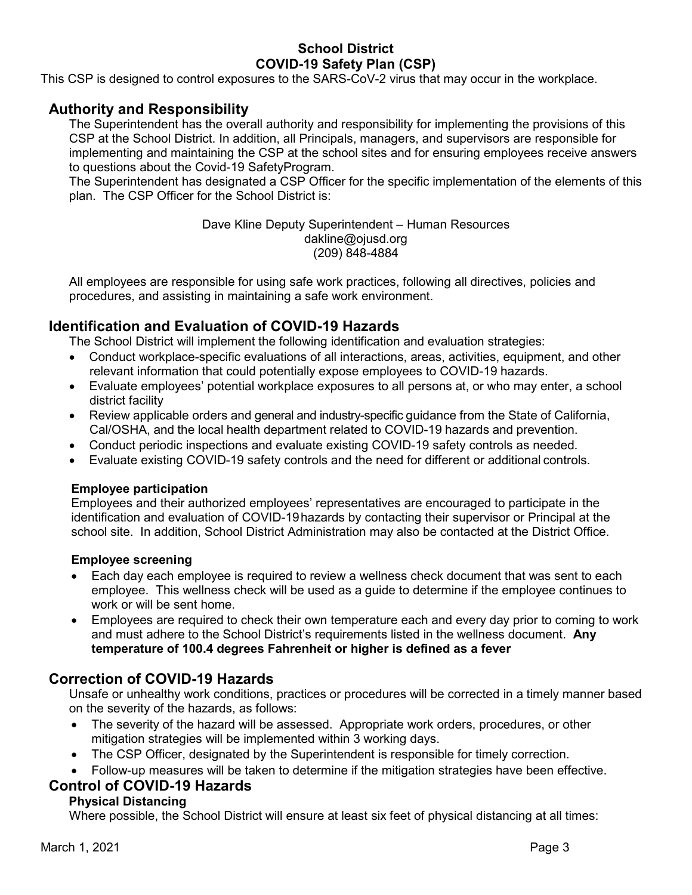# School District
# COVID-19 Safety Plan (CSP)

This CSP is designed to control exposures to the SARS-CoV-2 virus that may occur in the workplace.

## Authority and Responsibility

The Superintendent has the overall authority and responsibility for implementing the provisions of this CSP at the School District. In addition, all Principals, managers, and supervisors are responsible for implementing and maintaining the CSP at the school sites and for ensuring employees receive answers to questions about the Covid-19 SafetyProgram.

The Superintendent has designated a CSP Officer for the specific implementation of the elements of this plan. The CSP Officer for the School District is:

Dave Kline Deputy Superintendent – Human Resources
dakline@ojusd.org
(209) 848-4884

All employees are responsible for using safe work practices, following all directives, policies and procedures, and assisting in maintaining a safe work environment.

## Identification and Evaluation of COVID-19 Hazards

The School District will implement the following identification and evaluation strategies:

- Conduct workplace-specific evaluations of all interactions, areas, activities, equipment, and other relevant information that could potentially expose employees to COVID-19 hazards.
- Evaluate employees' potential workplace exposures to all persons at, or who may enter, a school district facility
- Review applicable orders and general and industry-specific guidance from the State of California, Cal/OSHA, and the local health department related to COVID-19 hazards and prevention.
- Conduct periodic inspections and evaluate existing COVID-19 safety controls as needed.
- Evaluate existing COVID-19 safety controls and the need for different or additional controls.

### Employee participation

Employees and their authorized employees' representatives are encouraged to participate in the identification and evaluation of COVID-19 hazards by contacting their supervisor or Principal at the school site. In addition, School District Administration may also be contacted at the District Office.

### Employee screening

- Each day each employee is required to review a wellness check document that was sent to each employee. This wellness check will be used as a guide to determine if the employee continues to work or will be sent home.
- Employees are required to check their own temperature each and every day prior to coming to work and must adhere to the School District's requirements listed in the wellness document. **Any temperature of 100.4 degrees Fahrenheit or higher is defined as a fever**

## Correction of COVID-19 Hazards

Unsafe or unhealthy work conditions, practices or procedures will be corrected in a timely manner based on the severity of the hazards, as follows:

- The severity of the hazard will be assessed. Appropriate work orders, procedures, or other mitigation strategies will be implemented within 3 working days.
- The CSP Officer, designated by the Superintendent is responsible for timely correction.
- Follow-up measures will be taken to determine if the mitigation strategies have been effective.

## Control of COVID-19 Hazards

### Physical Distancing

Where possible, the School District will ensure at least six feet of physical distancing at all times: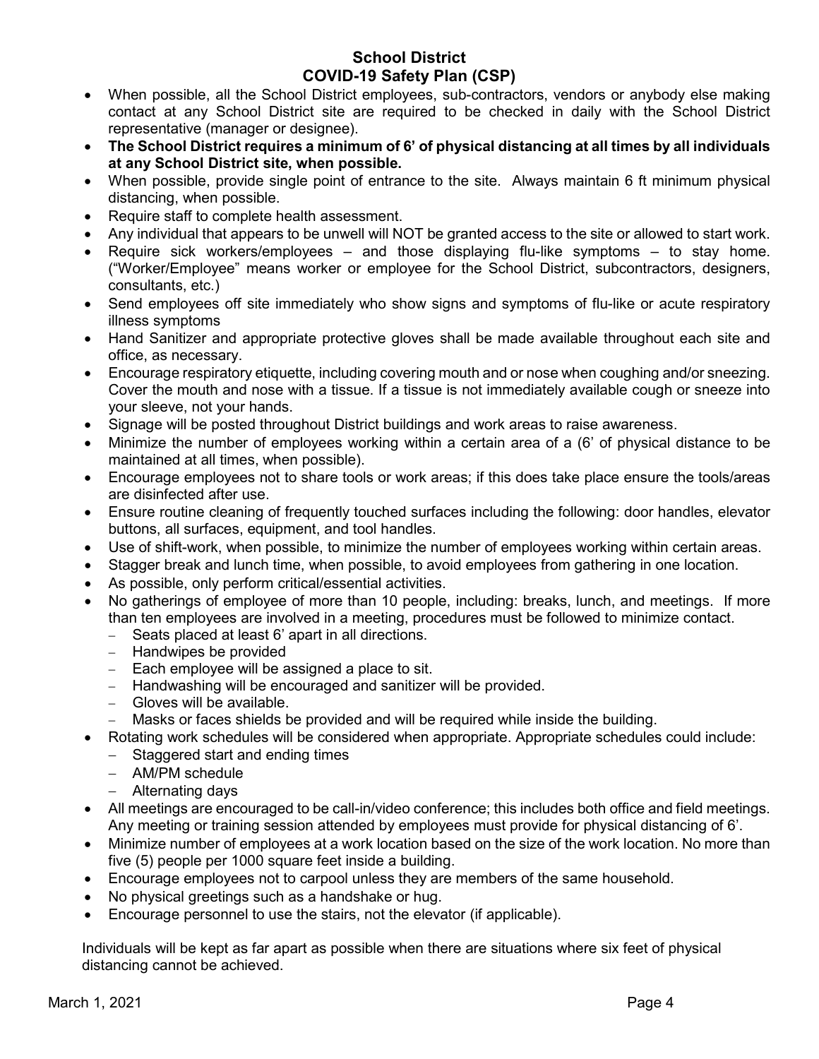**School District**
**COVID-19 Safety Plan (CSP)**

- When possible, all the School District employees, sub-contractors, vendors or anybody else making contact at any School District site are required to be checked in daily with the School District representative (manager or designee).
- **The School District requires a minimum of 6' of physical distancing at all times by all individuals at any School District site, when possible.**
- When possible, provide single point of entrance to the site. Always maintain 6 ft minimum physical distancing, when possible.
- Require staff to complete health assessment.
- Any individual that appears to be unwell will NOT be granted access to the site or allowed to start work.
- Require sick workers/employees – and those displaying flu-like symptoms – to stay home. ("Worker/Employee" means worker or employee for the School District, subcontractors, designers, consultants, etc.)
- Send employees off site immediately who show signs and symptoms of flu-like or acute respiratory illness symptoms
- Hand Sanitizer and appropriate protective gloves shall be made available throughout each site and office, as necessary.
- Encourage respiratory etiquette, including covering mouth and or nose when coughing and/or sneezing. Cover the mouth and nose with a tissue. If a tissue is not immediately available cough or sneeze into your sleeve, not your hands.
- Signage will be posted throughout District buildings and work areas to raise awareness.
- Minimize the number of employees working within a certain area of a (6' of physical distance to be maintained at all times, when possible).
- Encourage employees not to share tools or work areas; if this does take place ensure the tools/areas are disinfected after use.
- Ensure routine cleaning of frequently touched surfaces including the following: door handles, elevator buttons, all surfaces, equipment, and tool handles.
- Use of shift-work, when possible, to minimize the number of employees working within certain areas.
- Stagger break and lunch time, when possible, to avoid employees from gathering in one location.
- As possible, only perform critical/essential activities.
- No gatherings of employee of more than 10 people, including: breaks, lunch, and meetings. If more than ten employees are involved in a meeting, procedures must be followed to minimize contact.
  - Seats placed at least 6' apart in all directions.
  - Handwipes be provided
  - Each employee will be assigned a place to sit.
  - Handwashing will be encouraged and sanitizer will be provided.
  - Gloves will be available.
  - Masks or faces shields be provided and will be required while inside the building.
- Rotating work schedules will be considered when appropriate. Appropriate schedules could include:
  - Staggered start and ending times
  - AM/PM schedule
  - Alternating days
- All meetings are encouraged to be call-in/video conference; this includes both office and field meetings. Any meeting or training session attended by employees must provide for physical distancing of 6'.
- Minimize number of employees at a work location based on the size of the work location. No more than five (5) people per 1000 square feet inside a building.
- Encourage employees not to carpool unless they are members of the same household.
- No physical greetings such as a handshake or hug.
- Encourage personnel to use the stairs, not the elevator (if applicable).

Individuals will be kept as far apart as possible when there are situations where six feet of physical distancing cannot be achieved.

March 1, 2021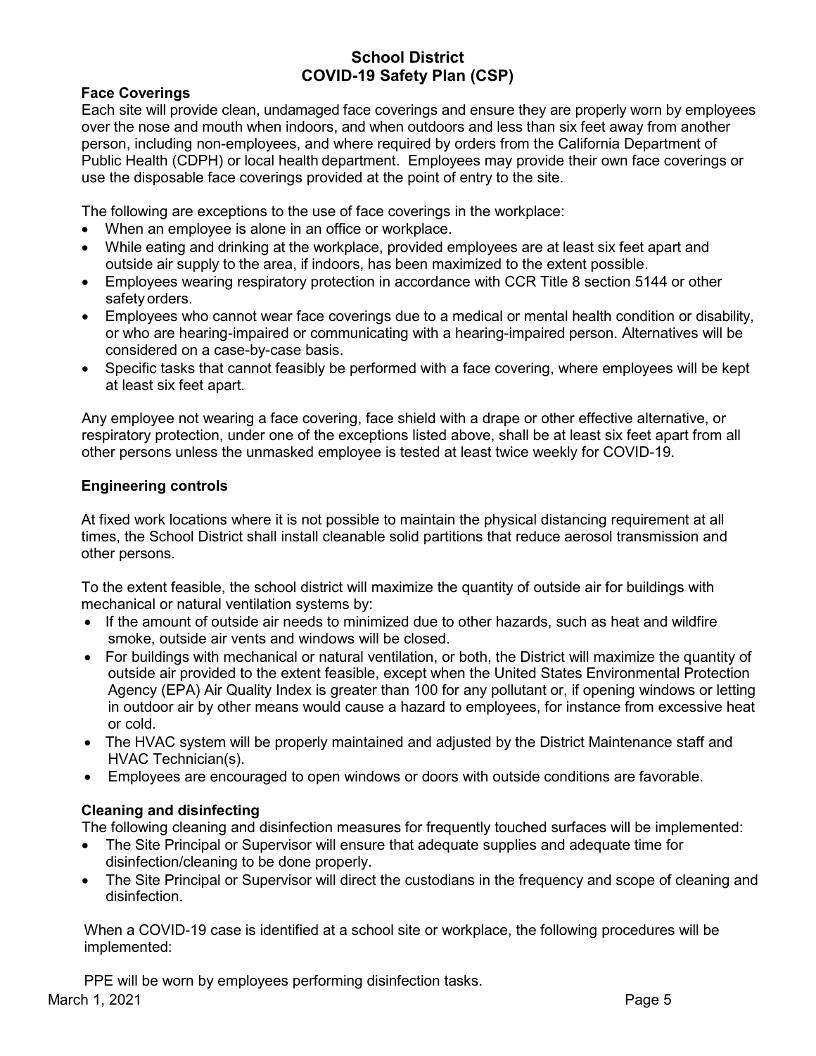**Face Coverings**

Each site will provide clean, undamaged face coverings and ensure they are properly worn by employees over the nose and mouth when indoors, and when outdoors and less than six feet away from another person, including non-employees, and where required by orders from the California Department of Public Health (CDPH) or local health department. Employees may provide their own face coverings or use the disposable face coverings provided at the point of entry to the site.

The following are exceptions to the use of face coverings in the workplace:

- When an employee is alone in an office or workplace.
- While eating and drinking at the workplace, provided employees are at least six feet apart and outside air supply to the area, if indoors, has been maximized to the extent possible.
- Employees wearing respiratory protection in accordance with CCR Title 8 section 5144 or other safety orders.
- Employees who cannot wear face coverings due to a medical or mental health condition or disability, or who are hearing-impaired or communicating with a hearing-impaired person. Alternatives will be considered on a case-by-case basis.
- Specific tasks that cannot feasibly be performed with a face covering, where employees will be kept at least six feet apart.

Any employee not wearing a face covering, face shield with a drape or other effective alternative, or respiratory protection, under one of the exceptions listed above, shall be at least six feet apart from all other persons unless the unmasked employee is tested at least twice weekly for COVID-19.

**Engineering controls**

At fixed work locations where it is not possible to maintain the physical distancing requirement at all times, the School District shall install cleanable solid partitions that reduce aerosol transmission and other persons.

To the extent feasible, the school district will maximize the quantity of outside air for buildings with mechanical or natural ventilation systems by:

- If the amount of outside air needs to minimized due to other hazards, such as heat and wildfire smoke, outside air vents and windows will be closed.
- For buildings with mechanical or natural ventilation, or both, the District will maximize the quantity of outside air provided to the extent feasible, except when the United States Environmental Protection Agency (EPA) Air Quality Index is greater than 100 for any pollutant or, if opening windows or letting in outdoor air by other means would cause a hazard to employees, for instance from excessive heat or cold.
- The HVAC system will be properly maintained and adjusted by the District Maintenance staff and HVAC Technician(s).
- Employees are encouraged to open windows or doors with outside conditions are favorable.

**Cleaning and disinfecting**

The following cleaning and disinfection measures for frequently touched surfaces will be implemented:

- The Site Principal or Supervisor will ensure that adequate supplies and adequate time for disinfection/cleaning to be done properly.
- The Site Principal or Supervisor will direct the custodians in the frequency and scope of cleaning and disinfection.

When a COVID-19 case is identified at a school site or workplace, the following procedures will be implemented:

PPE will be worn by employees performing disinfection tasks.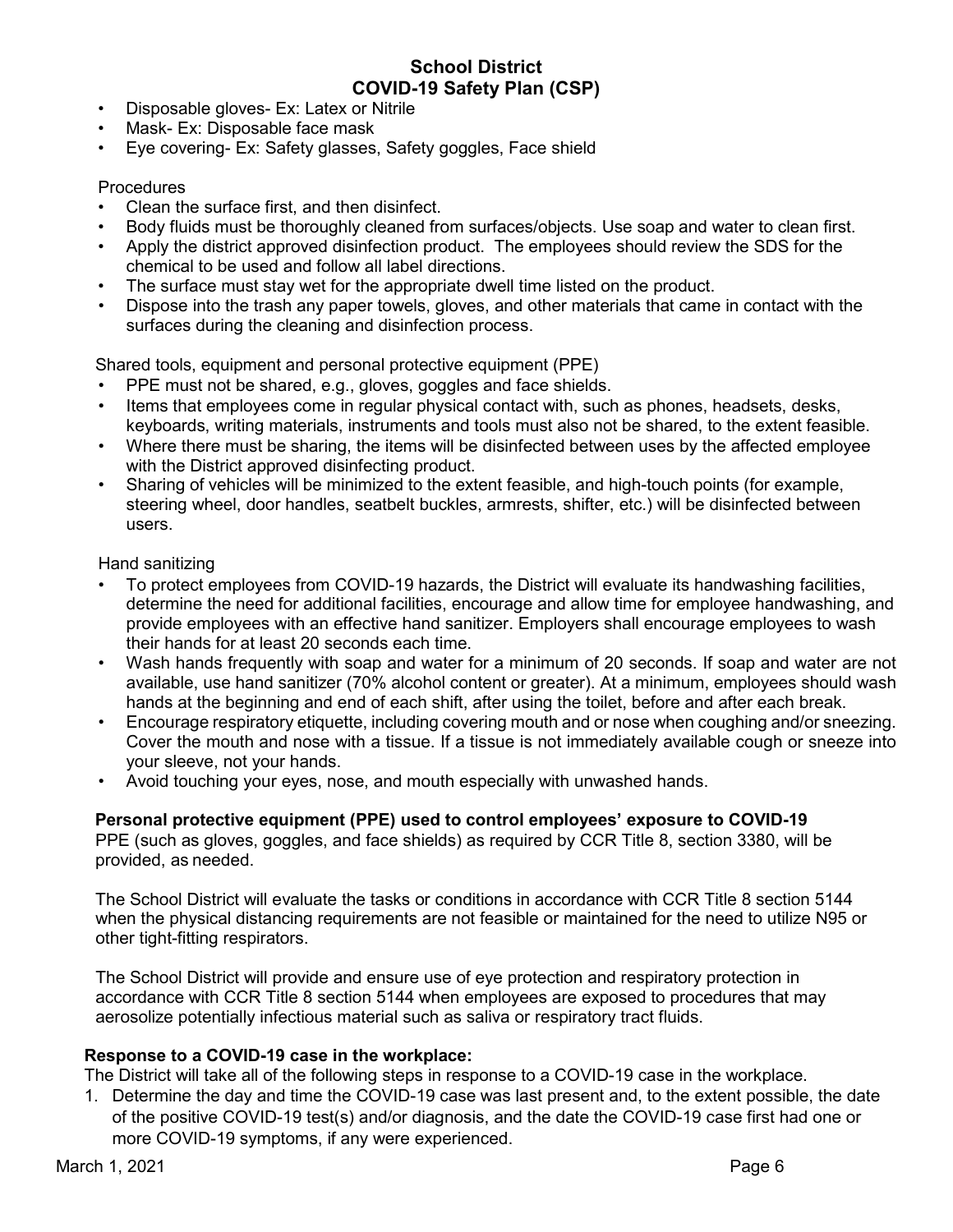- Disposable gloves- Ex: Latex or Nitrile
- Mask- Ex: Disposable face mask
- Eye covering- Ex: Safety glasses, Safety goggles, Face shield

Procedures

- Clean the surface first, and then disinfect.
- Body fluids must be thoroughly cleaned from surfaces/objects. Use soap and water to clean first.
- Apply the district approved disinfection product. The employees should review the SDS for the chemical to be used and follow all label directions.
- The surface must stay wet for the appropriate dwell time listed on the product.
- Dispose into the trash any paper towels, gloves, and other materials that came in contact with the surfaces during the cleaning and disinfection process.

Shared tools, equipment and personal protective equipment (PPE)

- PPE must not be shared, e.g., gloves, goggles and face shields.
- Items that employees come in regular physical contact with, such as phones, headsets, desks, keyboards, writing materials, instruments and tools must also not be shared, to the extent feasible.
- Where there must be sharing, the items will be disinfected between uses by the affected employee with the District approved disinfecting product.
- Sharing of vehicles will be minimized to the extent feasible, and high-touch points (for example, steering wheel, door handles, seatbelt buckles, armrests, shifter, etc.) will be disinfected between users.

Hand sanitizing

- To protect employees from COVID-19 hazards, the District will evaluate its handwashing facilities, determine the need for additional facilities, encourage and allow time for employee handwashing, and provide employees with an effective hand sanitizer. Employers shall encourage employees to wash their hands for at least 20 seconds each time.
- Wash hands frequently with soap and water for a minimum of 20 seconds. If soap and water are not available, use hand sanitizer (70% alcohol content or greater). At a minimum, employees should wash hands at the beginning and end of each shift, after using the toilet, before and after each break.
- Encourage respiratory etiquette, including covering mouth and or nose when coughing and/or sneezing. Cover the mouth and nose with a tissue. If a tissue is not immediately available cough or sneeze into your sleeve, not your hands.
- Avoid touching your eyes, nose, and mouth especially with unwashed hands.

**Personal protective equipment (PPE) used to control employees' exposure to COVID-19**

PPE (such as gloves, goggles, and face shields) as required by CCR Title 8, section 3380, will be provided, as needed.

The School District will evaluate the tasks or conditions in accordance with CCR Title 8 section 5144 when the physical distancing requirements are not feasible or maintained for the need to utilize N95 or other tight-fitting respirators.

The School District will provide and ensure use of eye protection and respiratory protection in accordance with CCR Title 8 section 5144 when employees are exposed to procedures that may aerosolize potentially infectious material such as saliva or respiratory tract fluids.

**Response to a COVID-19 case in the workplace:**

The District will take all of the following steps in response to a COVID-19 case in the workplace.

1. Determine the day and time the COVID-19 case was last present and, to the extent possible, the date of the positive COVID-19 test(s) and/or diagnosis, and the date the COVID-19 case first had one or more COVID-19 symptoms, if any were experienced.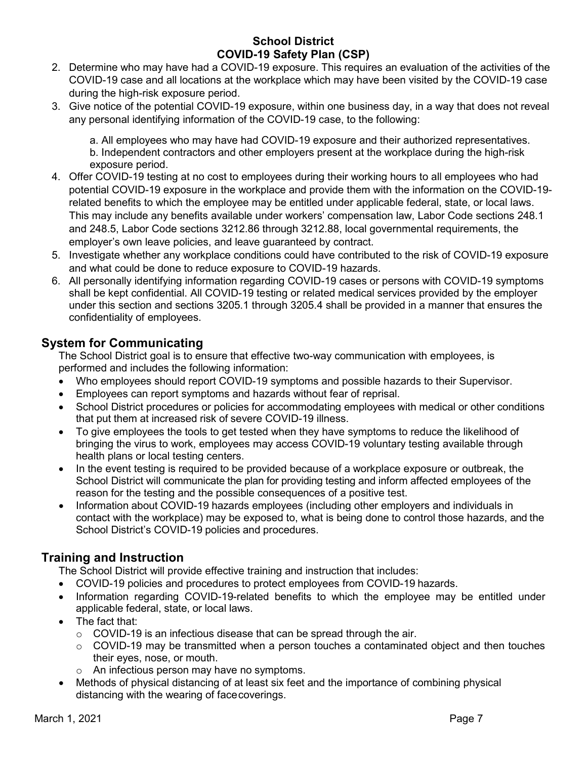2. Determine who may have had a COVID-19 exposure. This requires an evaluation of the activities of the COVID-19 case and all locations at the workplace which may have been visited by the COVID-19 case during the high-risk exposure period.
3. Give notice of the potential COVID-19 exposure, within one business day, in a way that does not reveal any personal identifying information of the COVID-19 case, to the following:

   a. All employees who may have had COVID-19 exposure and their authorized representatives.
   b. Independent contractors and other employers present at the workplace during the high-risk exposure period.
4. Offer COVID-19 testing at no cost to employees during their working hours to all employees who had potential COVID-19 exposure in the workplace and provide them with the information on the COVID-19-related benefits to which the employee may be entitled under applicable federal, state, or local laws. This may include any benefits available under workers' compensation law, Labor Code sections 248.1 and 248.5, Labor Code sections 3212.86 through 3212.88, local governmental requirements, the employer's own leave policies, and leave guaranteed by contract.
5. Investigate whether any workplace conditions could have contributed to the risk of COVID-19 exposure and what could be done to reduce exposure to COVID-19 hazards.
6. All personally identifying information regarding COVID-19 cases or persons with COVID-19 symptoms shall be kept confidential. All COVID-19 testing or related medical services provided by the employer under this section and sections 3205.1 through 3205.4 shall be provided in a manner that ensures the confidentiality of employees.

## System for Communicating

The School District goal is to ensure that effective two-way communication with employees, is performed and includes the following information:

- Who employees should report COVID-19 symptoms and possible hazards to their Supervisor.
- Employees can report symptoms and hazards without fear of reprisal.
- School District procedures or policies for accommodating employees with medical or other conditions that put them at increased risk of severe COVID-19 illness.
- To give employees the tools to get tested when they have symptoms to reduce the likelihood of bringing the virus to work, employees may access COVID-19 voluntary testing available through health plans or local testing centers.
- In the event testing is required to be provided because of a workplace exposure or outbreak, the School District will communicate the plan for providing testing and inform affected employees of the reason for the testing and the possible consequences of a positive test.
- Information about COVID-19 hazards employees (including other employers and individuals in contact with the workplace) may be exposed to, what is being done to control those hazards, and the School District's COVID-19 policies and procedures.

## Training and Instruction

The School District will provide effective training and instruction that includes:

- COVID-19 policies and procedures to protect employees from COVID-19 hazards.
- Information regarding COVID-19-related benefits to which the employee may be entitled under applicable federal, state, or local laws.
- The fact that:
  - COVID-19 is an infectious disease that can be spread through the air.
  - COVID-19 may be transmitted when a person touches a contaminated object and then touches their eyes, nose, or mouth.
  - An infectious person may have no symptoms.
- Methods of physical distancing of at least six feet and the importance of combining physical distancing with the wearing of face coverings.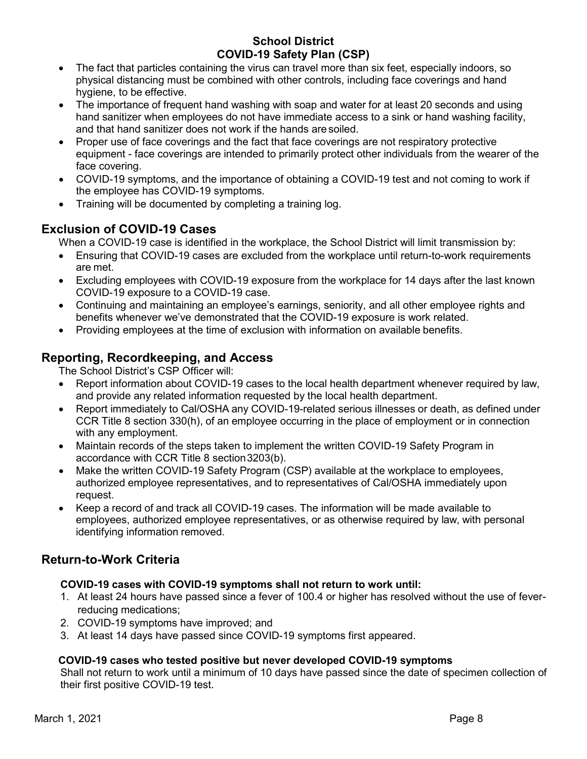- The fact that particles containing the virus can travel more than six feet, especially indoors, so physical distancing must be combined with other controls, including face coverings and hand hygiene, to be effective.
- The importance of frequent hand washing with soap and water for at least 20 seconds and using hand sanitizer when employees do not have immediate access to a sink or hand washing facility, and that hand sanitizer does not work if the hands are soiled.
- Proper use of face coverings and the fact that face coverings are not respiratory protective equipment - face coverings are intended to primarily protect other individuals from the wearer of the face covering.
- COVID-19 symptoms, and the importance of obtaining a COVID-19 test and not coming to work if the employee has COVID-19 symptoms.
- Training will be documented by completing a training log.

## Exclusion of COVID-19 Cases

When a COVID-19 case is identified in the workplace, the School District will limit transmission by:

- Ensuring that COVID-19 cases are excluded from the workplace until return-to-work requirements are met.
- Excluding employees with COVID-19 exposure from the workplace for 14 days after the last known COVID-19 exposure to a COVID-19 case.
- Continuing and maintaining an employee's earnings, seniority, and all other employee rights and benefits whenever we've demonstrated that the COVID-19 exposure is work related.
- Providing employees at the time of exclusion with information on available benefits.

## Reporting, Recordkeeping, and Access

The School District's CSP Officer will:

- Report information about COVID-19 cases to the local health department whenever required by law, and provide any related information requested by the local health department.
- Report immediately to Cal/OSHA any COVID-19-related serious illnesses or death, as defined under CCR Title 8 section 330(h), of an employee occurring in the place of employment or in connection with any employment.
- Maintain records of the steps taken to implement the written COVID-19 Safety Program in accordance with CCR Title 8 section 3203(b).
- Make the written COVID-19 Safety Program (CSP) available at the workplace to employees, authorized employee representatives, and to representatives of Cal/OSHA immediately upon request.
- Keep a record of and track all COVID-19 cases. The information will be made available to employees, authorized employee representatives, or as otherwise required by law, with personal identifying information removed.

## Return-to-Work Criteria

**COVID-19 cases with COVID-19 symptoms shall not return to work until:**

1. At least 24 hours have passed since a fever of 100.4 or higher has resolved without the use of fever-reducing medications;
2. COVID-19 symptoms have improved; and
3. At least 14 days have passed since COVID-19 symptoms first appeared.

**COVID-19 cases who tested positive but never developed COVID-19 symptoms**

Shall not return to work until a minimum of 10 days have passed since the date of specimen collection of their first positive COVID-19 test.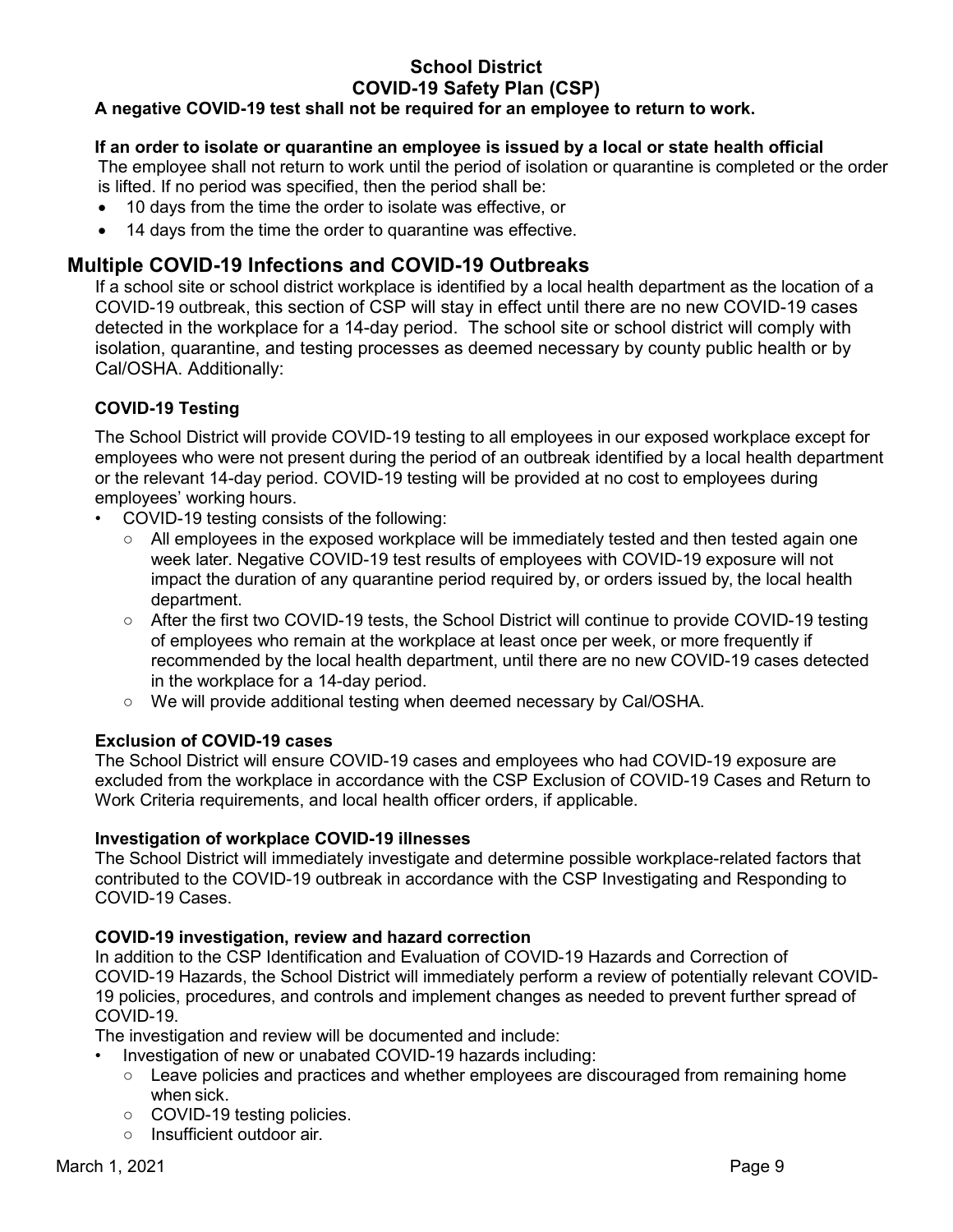**A negative COVID-19 test shall not be required for an employee to return to work.**

**If an order to isolate or quarantine an employee is issued by a local or state health official**

The employee shall not return to work until the period of isolation or quarantine is completed or the order is lifted. If no period was specified, then the period shall be:

- 10 days from the time the order to isolate was effective, or
- 14 days from the time the order to quarantine was effective.

## Multiple COVID-19 Infections and COVID-19 Outbreaks

If a school site or school district workplace is identified by a local health department as the location of a COVID-19 outbreak, this section of CSP will stay in effect until there are no new COVID-19 cases detected in the workplace for a 14-day period. The school site or school district will comply with isolation, quarantine, and testing processes as deemed necessary by county public health or by Cal/OSHA. Additionally:

### COVID-19 Testing

The School District will provide COVID-19 testing to all employees in our exposed workplace except for employees who were not present during the period of an outbreak identified by a local health department or the relevant 14-day period. COVID-19 testing will be provided at no cost to employees during employees' working hours.

- COVID-19 testing consists of the following:
  - All employees in the exposed workplace will be immediately tested and then tested again one week later. Negative COVID-19 test results of employees with COVID-19 exposure will not impact the duration of any quarantine period required by, or orders issued by, the local health department.
  - After the first two COVID-19 tests, the School District will continue to provide COVID-19 testing of employees who remain at the workplace at least once per week, or more frequently if recommended by the local health department, until there are no new COVID-19 cases detected in the workplace for a 14-day period.
  - We will provide additional testing when deemed necessary by Cal/OSHA.

**Exclusion of COVID-19 cases**

The School District will ensure COVID-19 cases and employees who had COVID-19 exposure are excluded from the workplace in accordance with the CSP Exclusion of COVID-19 Cases and Return to Work Criteria requirements, and local health officer orders, if applicable.

**Investigation of workplace COVID-19 illnesses**

The School District will immediately investigate and determine possible workplace-related factors that contributed to the COVID-19 outbreak in accordance with the CSP Investigating and Responding to COVID-19 Cases.

**COVID-19 investigation, review and hazard correction**

In addition to the CSP Identification and Evaluation of COVID-19 Hazards and Correction of COVID-19 Hazards, the School District will immediately perform a review of potentially relevant COVID-19 policies, procedures, and controls and implement changes as needed to prevent further spread of COVID-19.

The investigation and review will be documented and include:

- Investigation of new or unabated COVID-19 hazards including:
  - Leave policies and practices and whether employees are discouraged from remaining home when sick.
  - COVID-19 testing policies.
  - Insufficient outdoor air.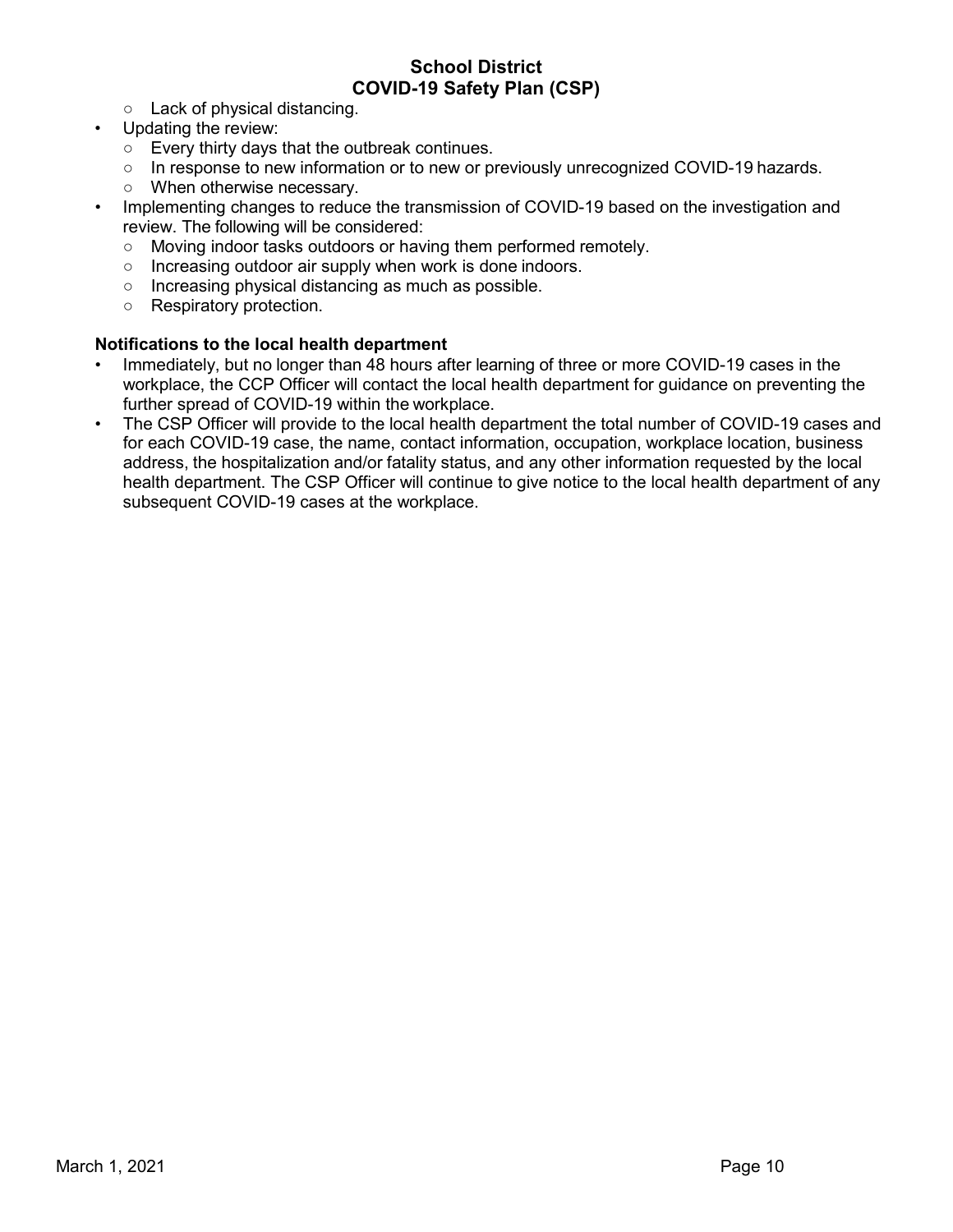- Lack of physical distancing.
- Updating the review:
  - Every thirty days that the outbreak continues.
  - In response to new information or to new or previously unrecognized COVID-19 hazards.
  - When otherwise necessary.
- Implementing changes to reduce the transmission of COVID-19 based on the investigation and review. The following will be considered:
  - Moving indoor tasks outdoors or having them performed remotely.
  - Increasing outdoor air supply when work is done indoors.
  - Increasing physical distancing as much as possible.
  - Respiratory protection.

**Notifications to the local health department**

- Immediately, but no longer than 48 hours after learning of three or more COVID-19 cases in the workplace, the CCP Officer will contact the local health department for guidance on preventing the further spread of COVID-19 within the workplace.
- The CSP Officer will provide to the local health department the total number of COVID-19 cases and for each COVID-19 case, the name, contact information, occupation, workplace location, business address, the hospitalization and/or fatality status, and any other information requested by the local health department. The CSP Officer will continue to give notice to the local health department of any subsequent COVID-19 cases at the workplace.